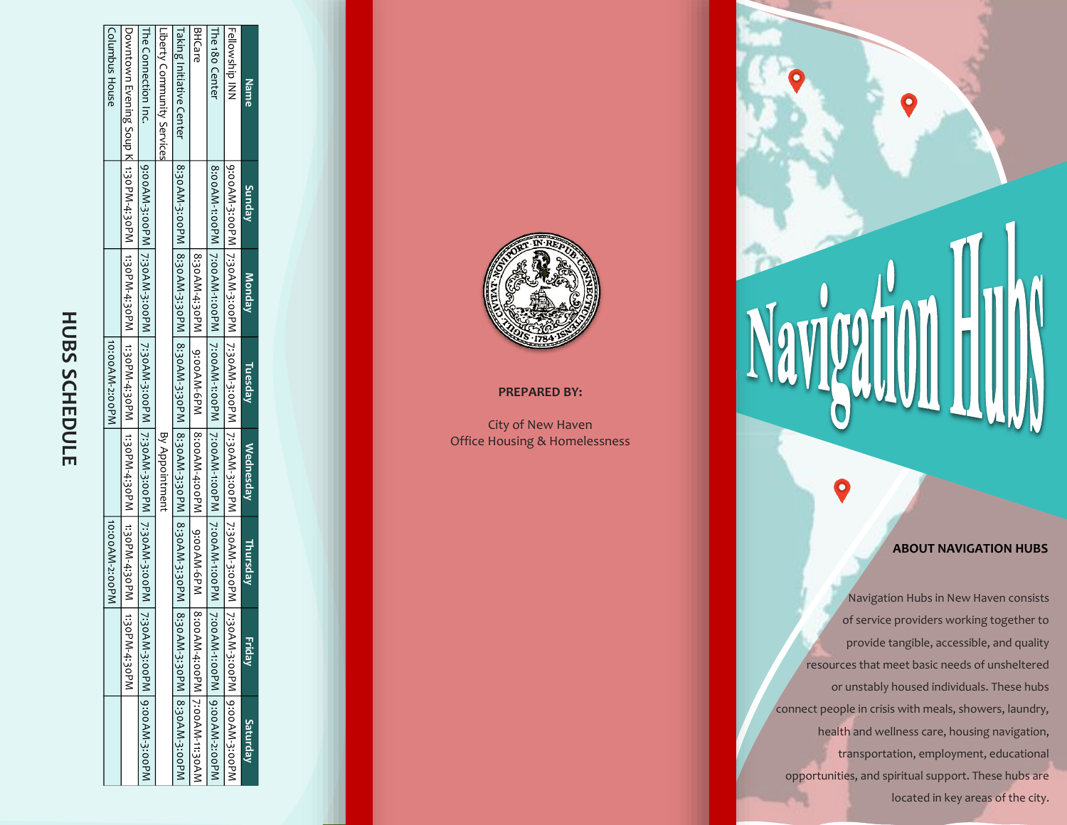## HUBS SCHEDULE

| Name | Sunday | Monday | Tuesday | Wednesday | Thursday | Friday | Saturday |
|---|---|---|---|---|---|---|---|
| Fellowship INN | 9:00AM-3:00PM | 7:30AM-3:00PM | 7:30AM-3:00PM | 7:30AM-3:00PM | 7:30AM-3:00PM | 7:30AM-3:00PM | 9:00AM-3:00PM |
| The 180 Center | 8:00AM-1:00PM | 7:00AM-1:00PM | 7:00AM-1:00PM | 7:00AM-1:00PM | 7:00AM-1:00PM | 7:00AM-1:00PM | 9:00AM-2:00PM |
| BHCare | | 8:30AM-4:30PM | 9:00AM-6PM | 8:00AM-4:00PM | 9:00AM-6PM | 8:00AM-4:00PM | 7:00AM-11:30AM |
| Taking Initiative Center | 8:30AM-3:00PM | 8:30AM-3:30PM | 8:30AM-3:30PM | 8:30AM-3:30PM | 8:30AM-3:30PM | 8:30AM-3:30PM | 8:30AM-3:00PM |
| Liberty Community Services | | | | By Appointment | | | |
| The Connection Inc. | 9:00AM-3:00PM | 7:30AM-3:00PM | 7:30AM-3:00PM | 7:30AM-3:00PM | 7:30AM-3:00PM | 7:30AM-3:00PM | 9:00AM-3:00PM |
| Downtown Evening Soup K | 1:30PM-4:30PM | 1:30PM-4:30PM | 1:30PM-4:30PM | 1:30PM-4:30PM | 1:30PM-4:30PM | 1:30PM-4:30PM | |
| Columbus House | | | 10:00AM-2:00PM | | 10:00AM-2:00PM | | |

**PREPARED BY:**

City of New Haven
Office Housing & Homelessness

# Navigation Hubs

**ABOUT NAVIGATION HUBS**

Navigation Hubs in New Haven consists of service providers working together to provide tangible, accessible, and quality resources that meet basic needs of unsheltered or unstably housed individuals. These hubs connect people in crisis with meals, showers, laundry, health and wellness care, housing navigation, transportation, employment, educational opportunities, and spiritual support. These hubs are located in key areas of the city.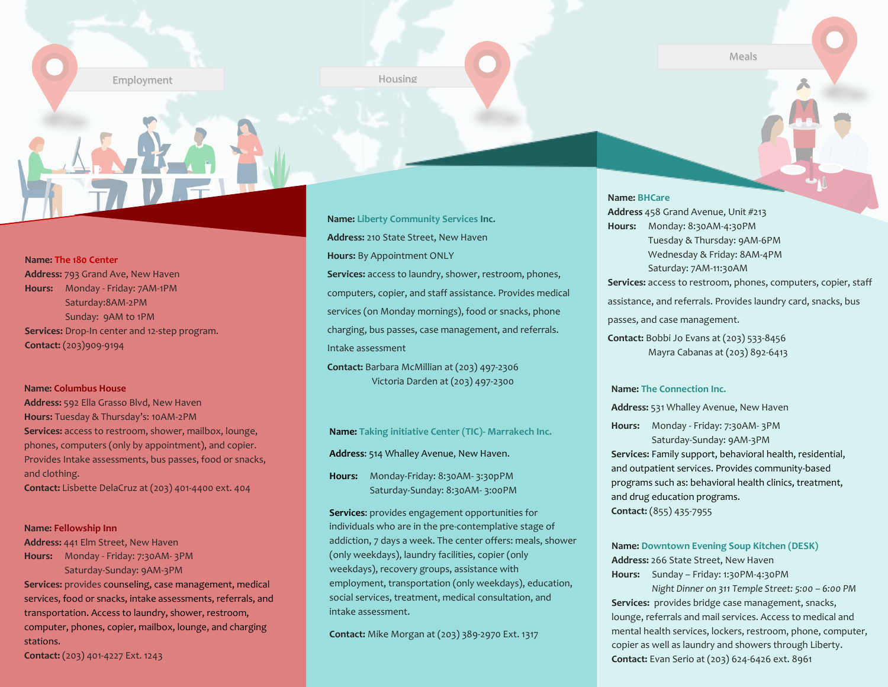## Employment

**Name:** The 180 Center
**Address:** 793 Grand Ave, New Haven
**Hours:** Monday - Friday: 7AM-1PM
Saturday:8AM-2PM
Sunday: 9AM to 1PM
**Services:** Drop-In center and 12-step program.
**Contact:** (203)909-9194

**Name:** Columbus House
**Address:** 592 Ella Grasso Blvd, New Haven
**Hours:** Tuesday & Thursday's: 10AM-2PM
**Services:** access to restroom, shower, mailbox, lounge, phones, computers (only by appointment), and copier. Provides Intake assessments, bus passes, food or snacks, and clothing.
**Contact:** Lisbette DelaCruz at (203) 401-4400 ext. 404

**Name:** Fellowship Inn
**Address:** 441 Elm Street, New Haven
**Hours:** Monday - Friday: 7:30AM- 3PM
Saturday-Sunday: 9AM-3PM
**Services:** provides counseling, case management, medical services, food or snacks, intake assessments, referrals, and transportation. Access to laundry, shower, restroom, computer, phones, copier, mailbox, lounge, and charging stations.
**Contact:** (203) 401-4227 Ext. 1243

## Housing

**Name:** Liberty Community Services Inc.
**Address:** 210 State Street, New Haven
**Hours:** By Appointment ONLY
**Services:** access to laundry, shower, restroom, phones, computers, copier, and staff assistance. Provides medical services (on Monday mornings), food or snacks, phone charging, bus passes, case management, and referrals. Intake assessment
**Contact:** Barbara McMillian at (203) 497-2306
Victoria Darden at (203) 497-2300

**Name:** Taking initiative Center (TIC)- Marrakech Inc.
**Address:** 514 Whalley Avenue, New Haven.
**Hours:** Monday-Friday: 8:30AM- 3:30pPM
Saturday-Sunday: 8:30AM- 3:00PM
**Services:** provides engagement opportunities for individuals who are in the pre-contemplative stage of addiction, 7 days a week. The center offers: meals, shower (only weekdays), laundry facilities, copier (only weekdays), recovery groups, assistance with employment, transportation (only weekdays), education, social services, treatment, medical consultation, and intake assessment.
**Contact:** Mike Morgan at (203) 389-2970 Ext. 1317

## Meals

**Name:** BHCare
**Address** 458 Grand Avenue, Unit #213
**Hours:** Monday: 8:30AM-4:30PM
Tuesday & Thursday: 9AM-6PM
Wednesday & Friday: 8AM-4PM
Saturday: 7AM-11:30AM
**Services:** access to restroom, phones, computers, copier, staff assistance, and referrals. Provides laundry card, snacks, bus passes, and case management.
**Contact:** Bobbi Jo Evans at (203) 533-8456
Mayra Cabanas at (203) 892-6413

**Name:** The Connection Inc.
**Address:** 531 Whalley Avenue, New Haven
**Hours:** Monday - Friday: 7:30AM- 3PM
Saturday-Sunday: 9AM-3PM
**Services:** Family support, behavioral health, residential, and outpatient services. Provides community-based programs such as: behavioral health clinics, treatment, and drug education programs.
**Contact:** (855) 435-7955

**Name:** Downtown Evening Soup Kitchen (DESK)
**Address:** 266 State Street, New Haven
**Hours:** Sunday – Friday: 1:30PM-4:30PM
*Night Dinner on 311 Temple Street: 5:00 – 6:00 PM*
**Services:** provides bridge case management, snacks, lounge, referrals and mail services. Access to medical and mental health services, lockers, restroom, phone, computer, copier as well as laundry and showers through Liberty.
**Contact:** Evan Serio at (203) 624-6426 ext. 8961